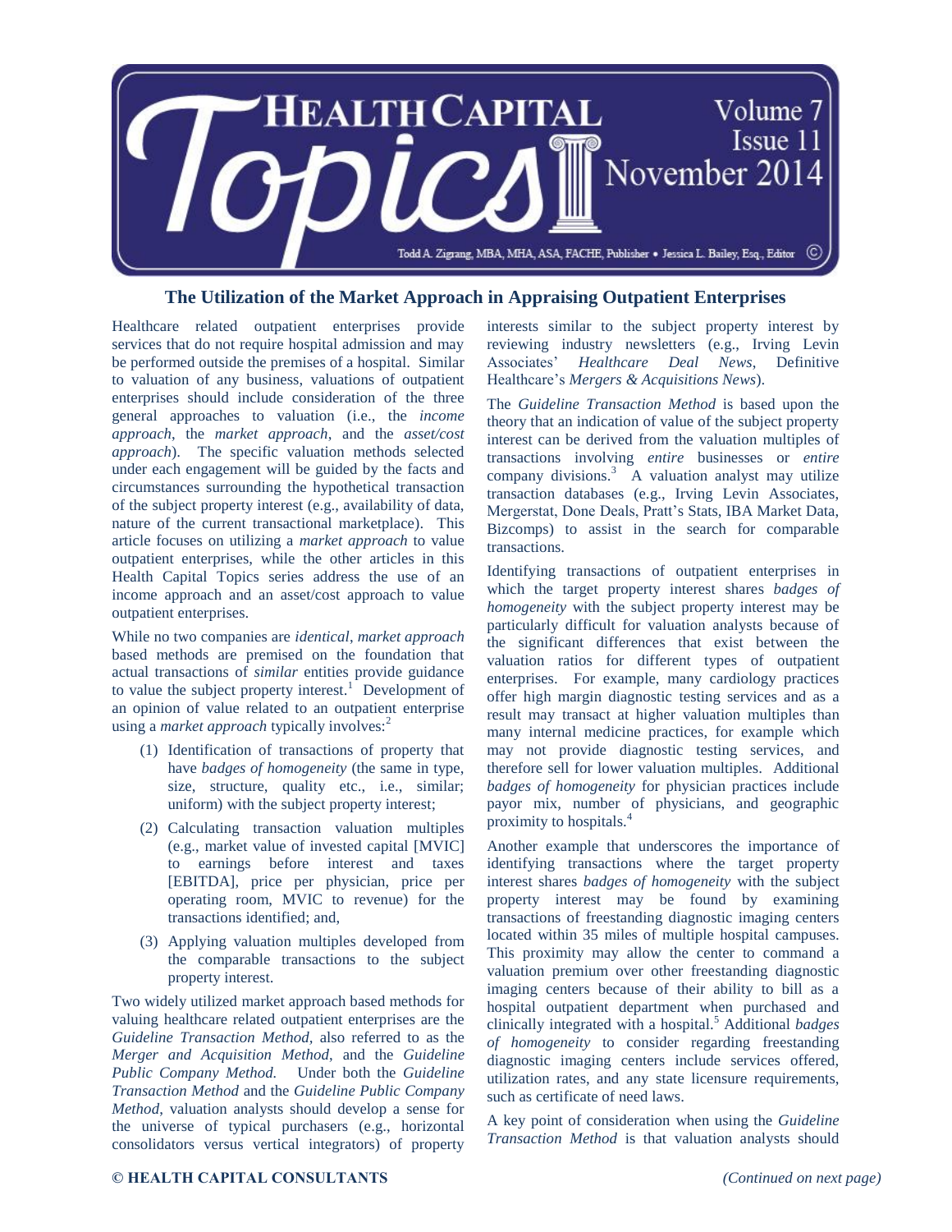# The Utilization of the Market Approach in Appraising Outpatient Enterprises

Healthcare related outpatient enterprises provide services that do not require hospital admission and may be performed outside the premises of a hospital. Similar to valuation of any business, valuations of outpatient enterprises should include consideration of the three general approaches to valuation (i.e., the *income approach*, the *market approach*, and the *asset/cost approach*). The specific valuation methods selected under each engagement will be guided by the facts and circumstances surrounding the hypothetical transaction of the subject property interest (e.g., availability of data, nature of the current transactional marketplace). This article focuses on utilizing a *market approach* to value outpatient enterprises, while the other articles in this Health Capital Topics series address the use of an income approach and an asset/cost approach to value outpatient enterprises.

While no two companies are *identical*, *market approach* based methods are premised on the foundation that actual transactions of *similar* entities provide guidance to value the subject property interest.[1] Development of an opinion of value related to an outpatient enterprise using a *market approach* typically involves:[2]

(1) Identification of transactions of property that have *badges of homogeneity* (the same in type, size, structure, quality etc., i.e., similar; uniform) with the subject property interest;

(2) Calculating transaction valuation multiples (e.g., market value of invested capital [MVIC] to earnings before interest and taxes [EBITDA], price per physician, price per operating room, MVIC to revenue) for the transactions identified; and,

(3) Applying valuation multiples developed from the comparable transactions to the subject property interest.

Two widely utilized market approach based methods for valuing healthcare related outpatient enterprises are the *Guideline Transaction Method*, also referred to as the *Merger and Acquisition Method*, and the *Guideline Public Company Method.* Under both the *Guideline Transaction Method* and the *Guideline Public Company Method*, valuation analysts should develop a sense for the universe of typical purchasers (e.g., horizontal consolidators versus vertical integrators) of property interests similar to the subject property interest by reviewing industry newsletters (e.g., Irving Levin Associates' *Healthcare Deal News*, Definitive Healthcare's *Mergers & Acquisitions News*).

The *Guideline Transaction Method* is based upon the theory that an indication of value of the subject property interest can be derived from the valuation multiples of transactions involving *entire* businesses or *entire* company divisions.[3] A valuation analyst may utilize transaction databases (e.g., Irving Levin Associates, Mergerstat, Done Deals, Pratt's Stats, IBA Market Data, Bizcomps) to assist in the search for comparable transactions.

Identifying transactions of outpatient enterprises in which the target property interest shares *badges of homogeneity* with the subject property interest may be particularly difficult for valuation analysts because of the significant differences that exist between the valuation ratios for different types of outpatient enterprises. For example, many cardiology practices offer high margin diagnostic testing services and as a result may transact at higher valuation multiples than many internal medicine practices, for example which may not provide diagnostic testing services, and therefore sell for lower valuation multiples. Additional *badges of homogeneity* for physician practices include payor mix, number of physicians, and geographic proximity to hospitals.[4]

Another example that underscores the importance of identifying transactions where the target property interest shares *badges of homogeneity* with the subject property interest may be found by examining transactions of freestanding diagnostic imaging centers located within 35 miles of multiple hospital campuses. This proximity may allow the center to command a valuation premium over other freestanding diagnostic imaging centers because of their ability to bill as a hospital outpatient department when purchased and clinically integrated with a hospital.[5] Additional *badges of homogeneity* to consider regarding freestanding diagnostic imaging centers include services offered, utilization rates, and any state licensure requirements, such as certificate of need laws.

A key point of consideration when using the *Guideline Transaction Method* is that valuation analysts should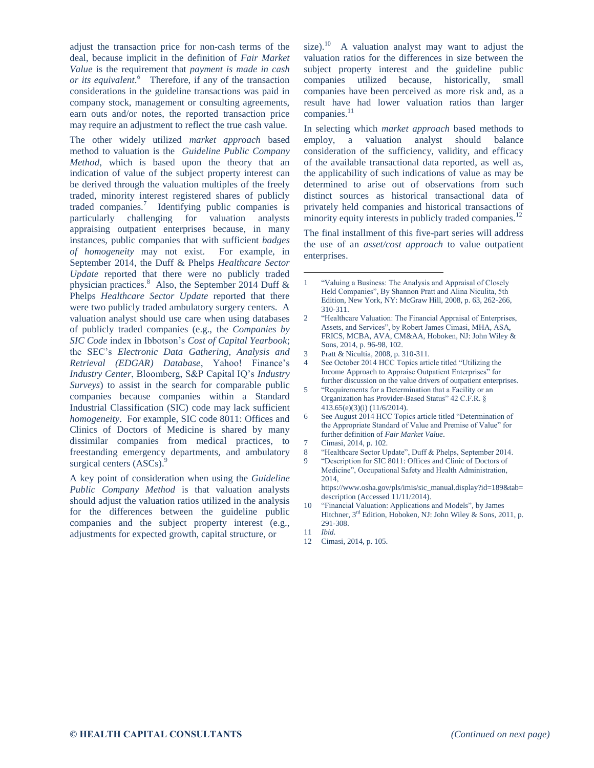adjust the transaction price for non-cash terms of the deal, because implicit in the definition of *Fair Market Value* is the requirement that *payment is made in cash or its equivalent*.[6] Therefore, if any of the transaction considerations in the guideline transactions was paid in company stock, management or consulting agreements, earn outs and/or notes, the reported transaction price may require an adjustment to reflect the true cash value.

The other widely utilized *market approach* based method to valuation is the *Guideline Public Company Method*, which is based upon the theory that an indication of value of the subject property interest can be derived through the valuation multiples of the freely traded, minority interest registered shares of publicly traded companies.[7] Identifying public companies is particularly challenging for valuation analysts appraising outpatient enterprises because, in many instances, public companies that with sufficient *badges of homogeneity* may not exist. For example, in September 2014, the Duff & Phelps *Healthcare Sector Update* reported that there were no publicly traded physician practices.[8] Also, the September 2014 Duff & Phelps *Healthcare Sector Update* reported that there were two publicly traded ambulatory surgery centers. A valuation analyst should use care when using databases of publicly traded companies (e.g., the *Companies by SIC Code* index in Ibbotson's *Cost of Capital Yearbook*; the SEC's *Electronic Data Gathering, Analysis and Retrieval (EDGAR) Database*, Yahoo! Finance's *Industry Center*, Bloomberg, S&P Capital IQ's *Industry Surveys*) to assist in the search for comparable public companies because companies within a Standard Industrial Classification (SIC) code may lack sufficient *homogeneity*. For example, SIC code 8011: Offices and Clinics of Doctors of Medicine is shared by many dissimilar companies from medical practices, to freestanding emergency departments, and ambulatory surgical centers (ASCs).[9]

A key point of consideration when using the *Guideline Public Company Method* is that valuation analysts should adjust the valuation ratios utilized in the analysis for the differences between the guideline public companies and the subject property interest (e.g., adjustments for expected growth, capital structure, or size).[10] A valuation analyst may want to adjust the valuation ratios for the differences in size between the subject property interest and the guideline public companies utilized because, historically, small companies have been perceived as more risk and, as a result have had lower valuation ratios than larger companies.[11]

In selecting which *market approach* based methods to employ, a valuation analyst should balance consideration of the sufficiency, validity, and efficacy of the available transactional data reported, as well as, the applicability of such indications of value as may be determined to arise out of observations from such distinct sources as historical transactional data of privately held companies and historical transactions of minority equity interests in publicly traded companies.[12]

The final installment of this five-part series will address the use of an *asset/cost approach* to value outpatient enterprises.

---

1. "Valuing a Business: The Analysis and Appraisal of Closely Held Companies", By Shannon Pratt and Alina Niculita, 5th Edition, New York, NY: McGraw Hill, 2008, p. 63, 262-266, 310-311.
2. "Healthcare Valuation: The Financial Appraisal of Enterprises, Assets, and Services", by Robert James Cimasi, MHA, ASA, FRICS, MCBA, AVA, CM&AA, Hoboken, NJ: John Wiley & Sons, 2014, p. 96-98, 102.
3. Pratt & Nicultia, 2008, p. 310-311.
4. See October 2014 HCC Topics article titled "Utilizing the Income Approach to Appraise Outpatient Enterprises" for further discussion on the value drivers of outpatient enterprises.
5. "Requirements for a Determination that a Facility or an Organization has Provider-Based Status" 42 C.F.R. § 413.65(e)(3)(i) (11/6/2014).
6. See August 2014 HCC Topics article titled "Determination of the Appropriate Standard of Value and Premise of Value" for further definition of *Fair Market Value*.
7. Cimasi, 2014, p. 102.
8. "Healthcare Sector Update", Duff & Phelps, September 2014.
9. "Description for SIC 8011: Offices and Clinic of Doctors of Medicine", Occupational Safety and Health Administration, 2014, https://www.osha.gov/pls/imis/sic_manual.display?id=189&tab=description (Accessed 11/11/2014).
10. "Financial Valuation: Applications and Models", by James Hitchner, 3rd Edition, Hoboken, NJ: John Wiley & Sons, 2011, p. 291-308.
11. *Ibid.*
12. Cimasi, 2014, p. 105.

*(Continued on next page)*